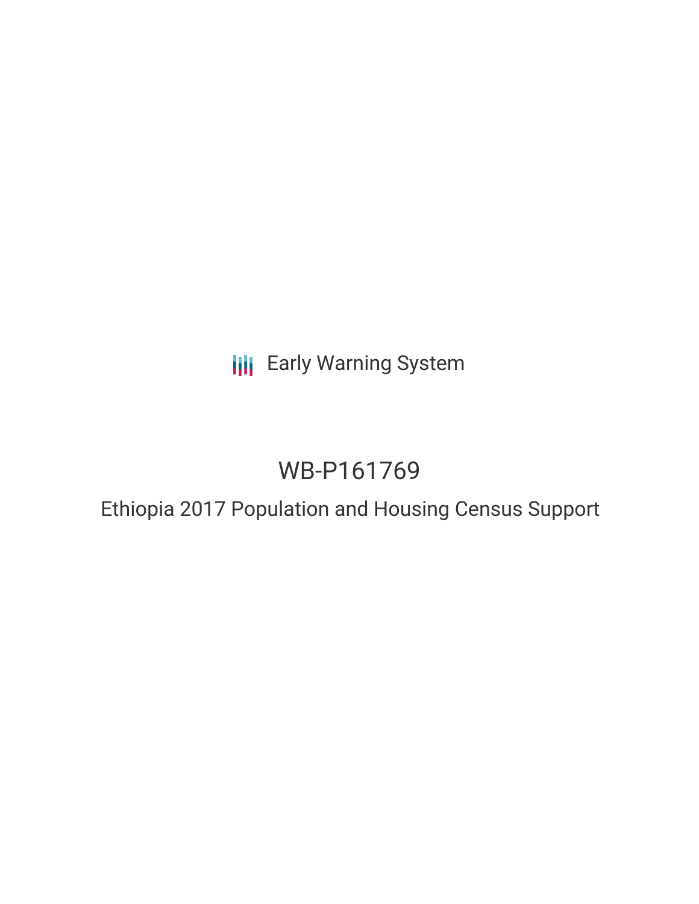Early Warning System

# WB-P161769

## Ethiopia 2017 Population and Housing Census Support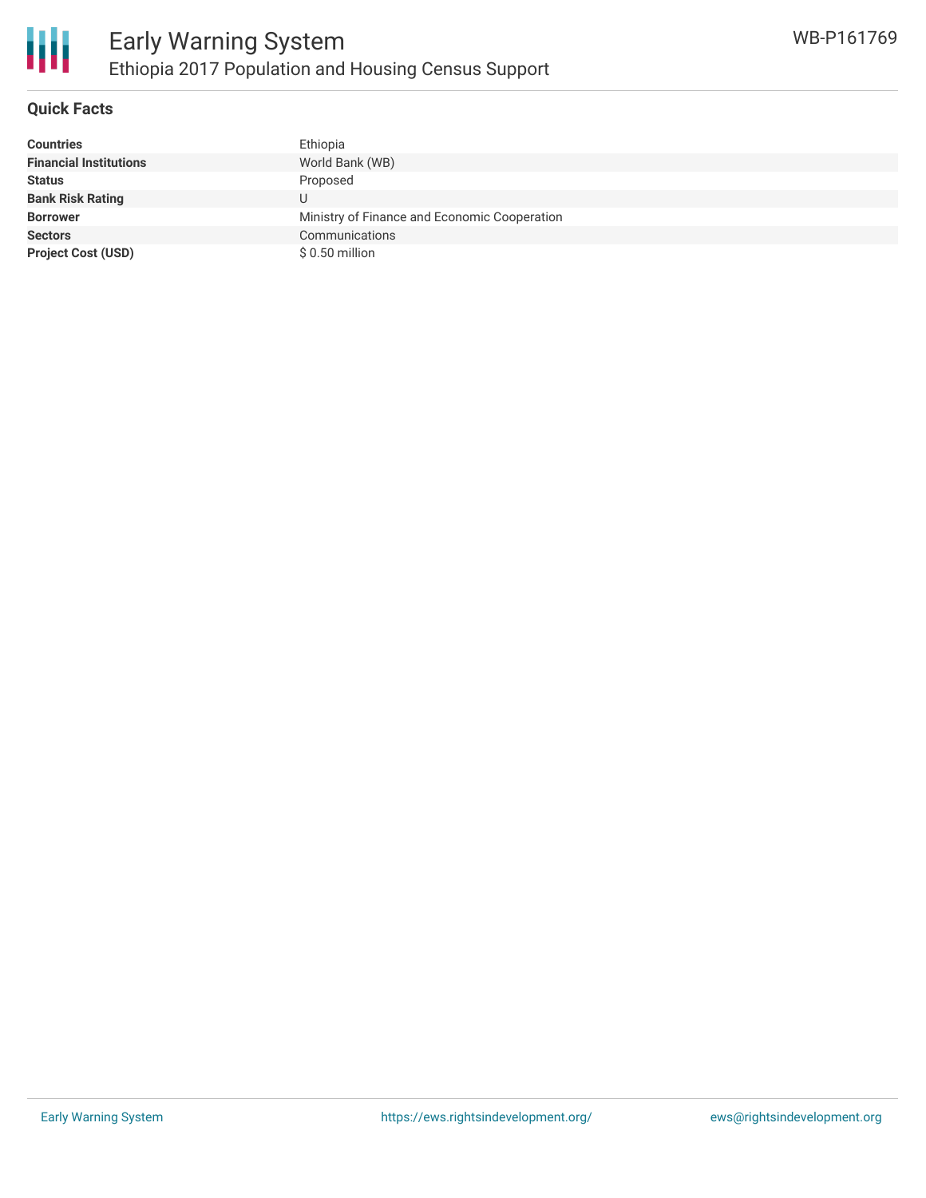## Quick Facts

| | |
|---|---|
| **Countries** | Ethiopia |
| **Financial Institutions** | World Bank (WB) |
| **Status** | Proposed |
| **Bank Risk Rating** | U |
| **Borrower** | Ministry of Finance and Economic Cooperation |
| **Sectors** | Communications |
| **Project Cost (USD)** | $ 0.50 million |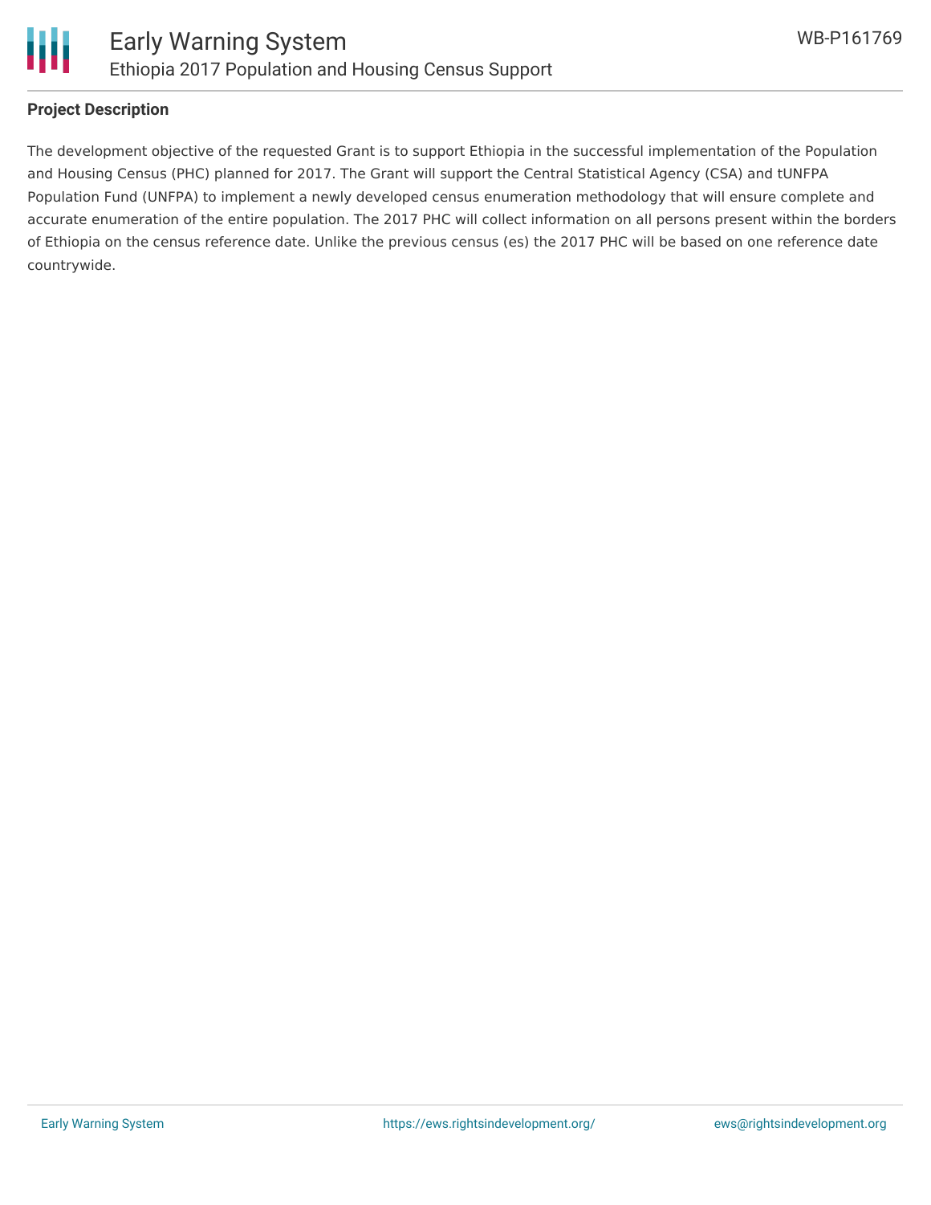## Project Description

The development objective of the requested Grant is to support Ethiopia in the successful implementation of the Population and Housing Census (PHC) planned for 2017. The Grant will support the Central Statistical Agency (CSA) and tUNFPA Population Fund (UNFPA) to implement a newly developed census enumeration methodology that will ensure complete and accurate enumeration of the entire population. The 2017 PHC will collect information on all persons present within the borders of Ethiopia on the census reference date. Unlike the previous census (es) the 2017 PHC will be based on one reference date countrywide.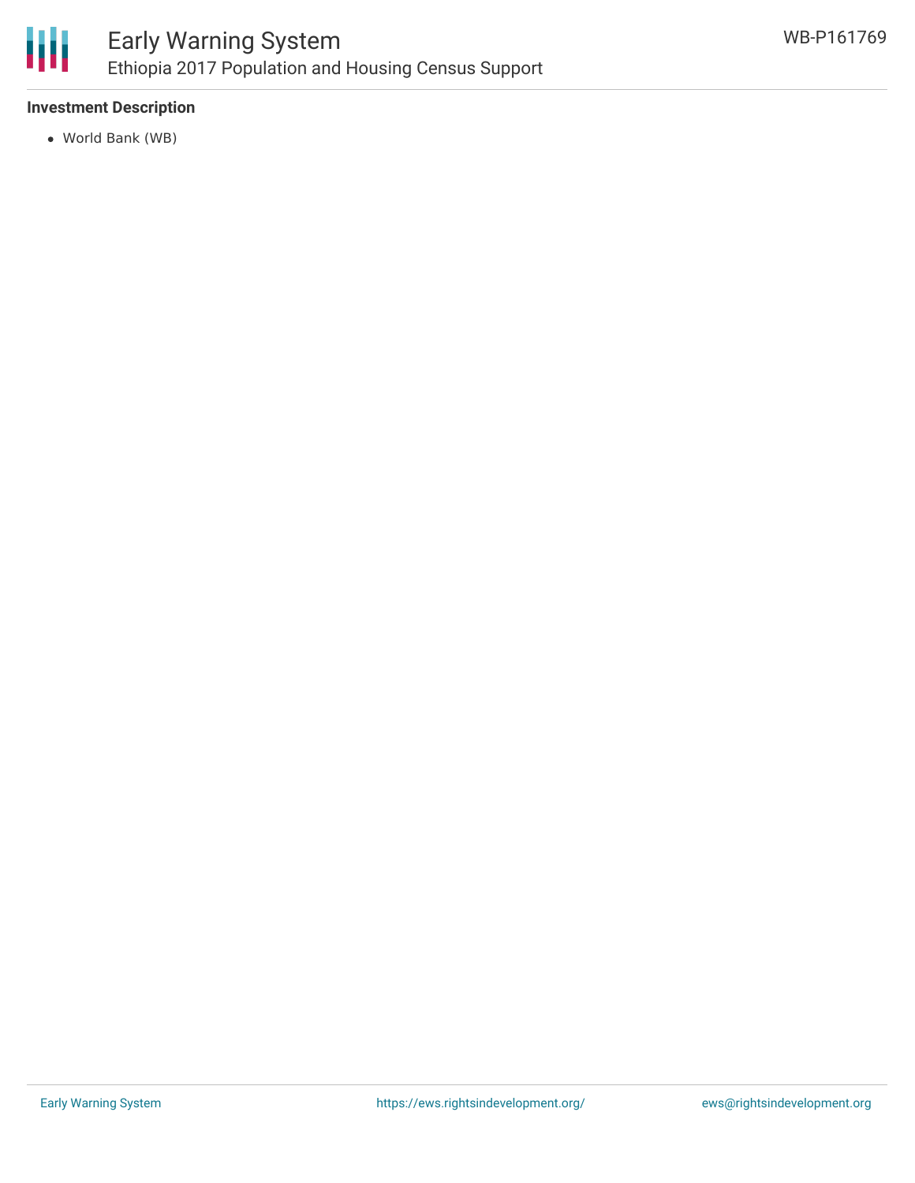**Investment Description**

- World Bank (WB)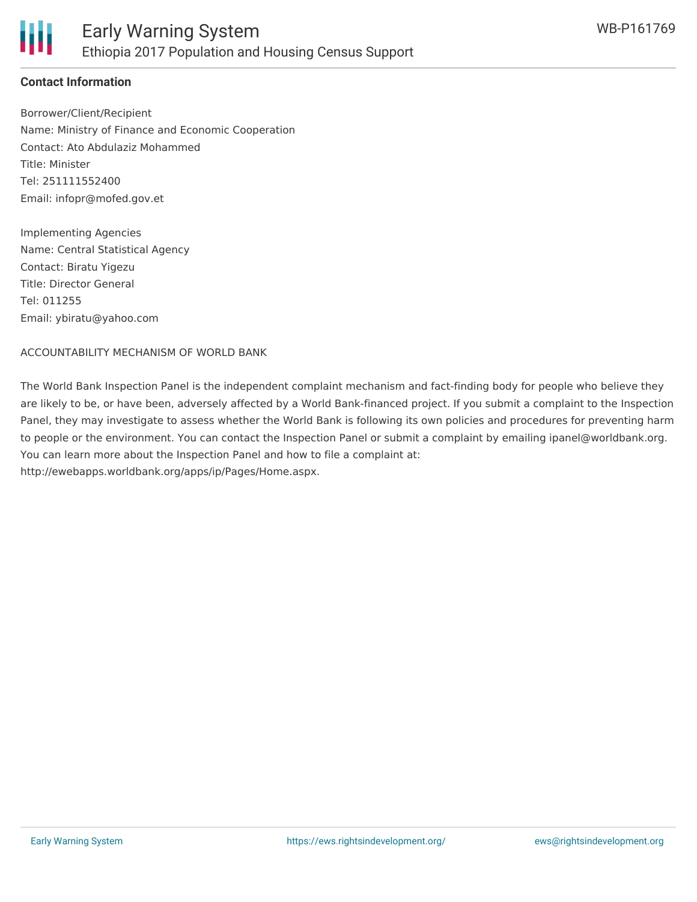**Contact Information**

Borrower/Client/Recipient
Name: Ministry of Finance and Economic Cooperation
Contact: Ato Abdulaziz Mohammed
Title: Minister
Tel: 251111552400
Email: infopr@mofed.gov.et

Implementing Agencies
Name: Central Statistical Agency
Contact: Biratu Yigezu
Title: Director General
Tel: 011255
Email: ybiratu@yahoo.com

ACCOUNTABILITY MECHANISM OF WORLD BANK

The World Bank Inspection Panel is the independent complaint mechanism and fact-finding body for people who believe they are likely to be, or have been, adversely affected by a World Bank-financed project. If you submit a complaint to the Inspection Panel, they may investigate to assess whether the World Bank is following its own policies and procedures for preventing harm to people or the environment. You can contact the Inspection Panel or submit a complaint by emailing ipanel@worldbank.org. You can learn more about the Inspection Panel and how to file a complaint at: http://ewebapps.worldbank.org/apps/ip/Pages/Home.aspx.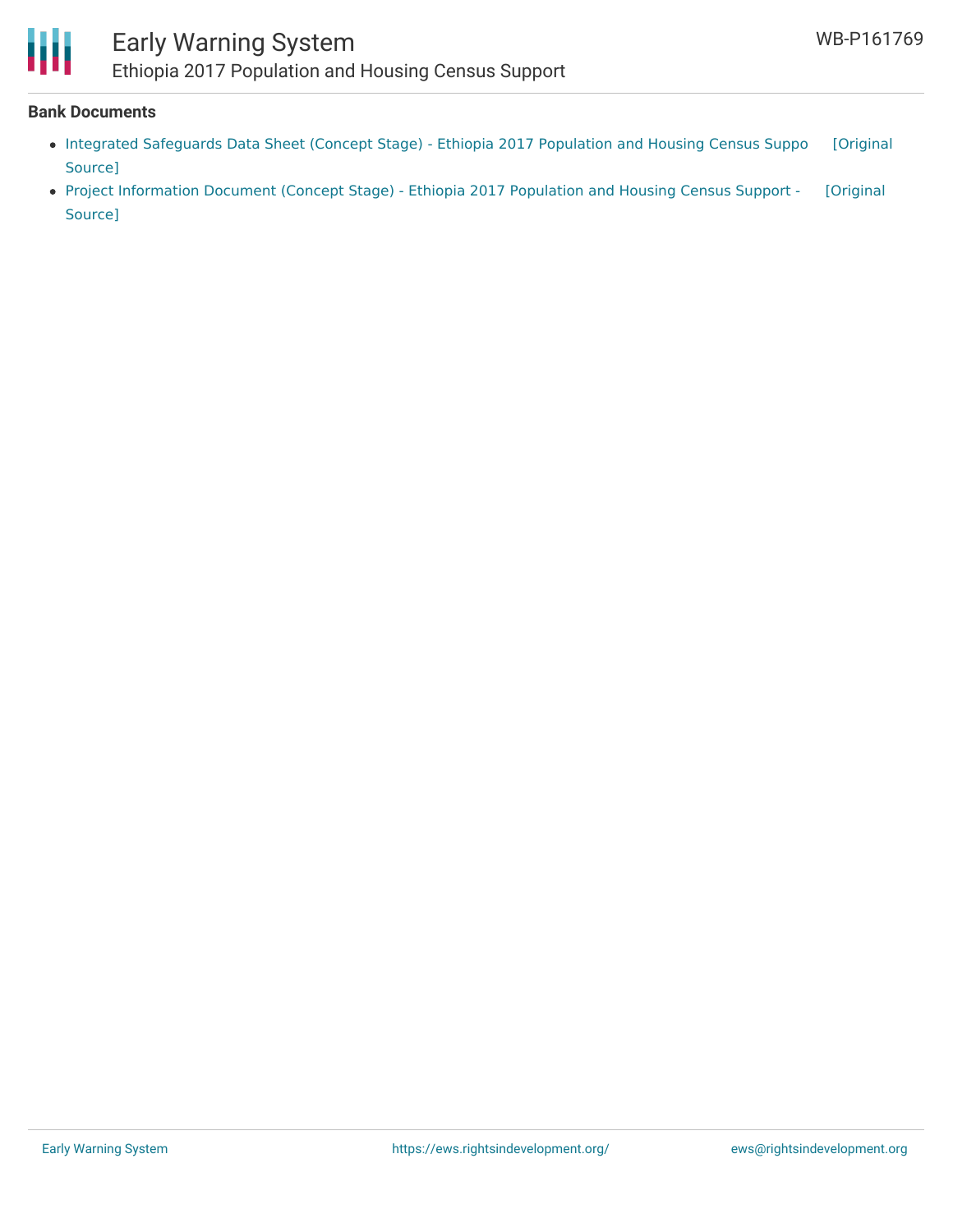**Bank Documents**

- Integrated Safeguards Data Sheet (Concept Stage) - Ethiopia 2017 Population and Housing Census Suppo [Original Source]
- Project Information Document (Concept Stage) - Ethiopia 2017 Population and Housing Census Support - [Original Source]